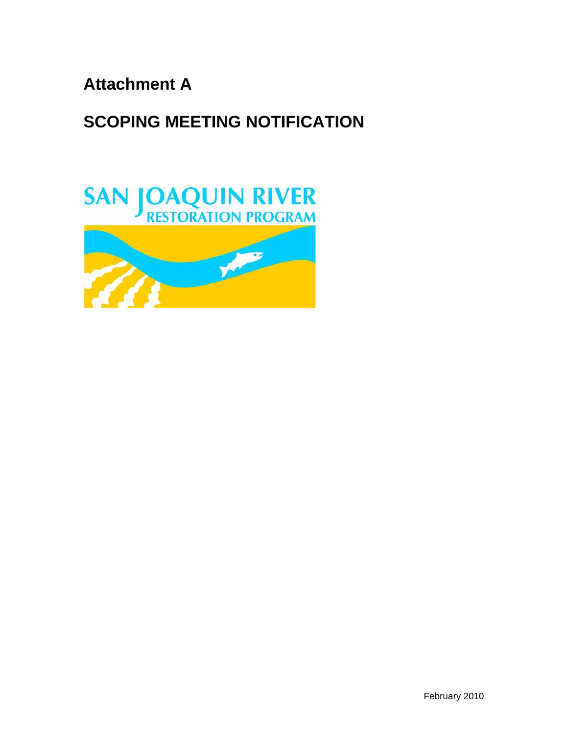# Attachment A

# SCOPING MEETING NOTIFICATION

SAN JOAQUIN RIVER
RESTORATION PROGRAM

February 2010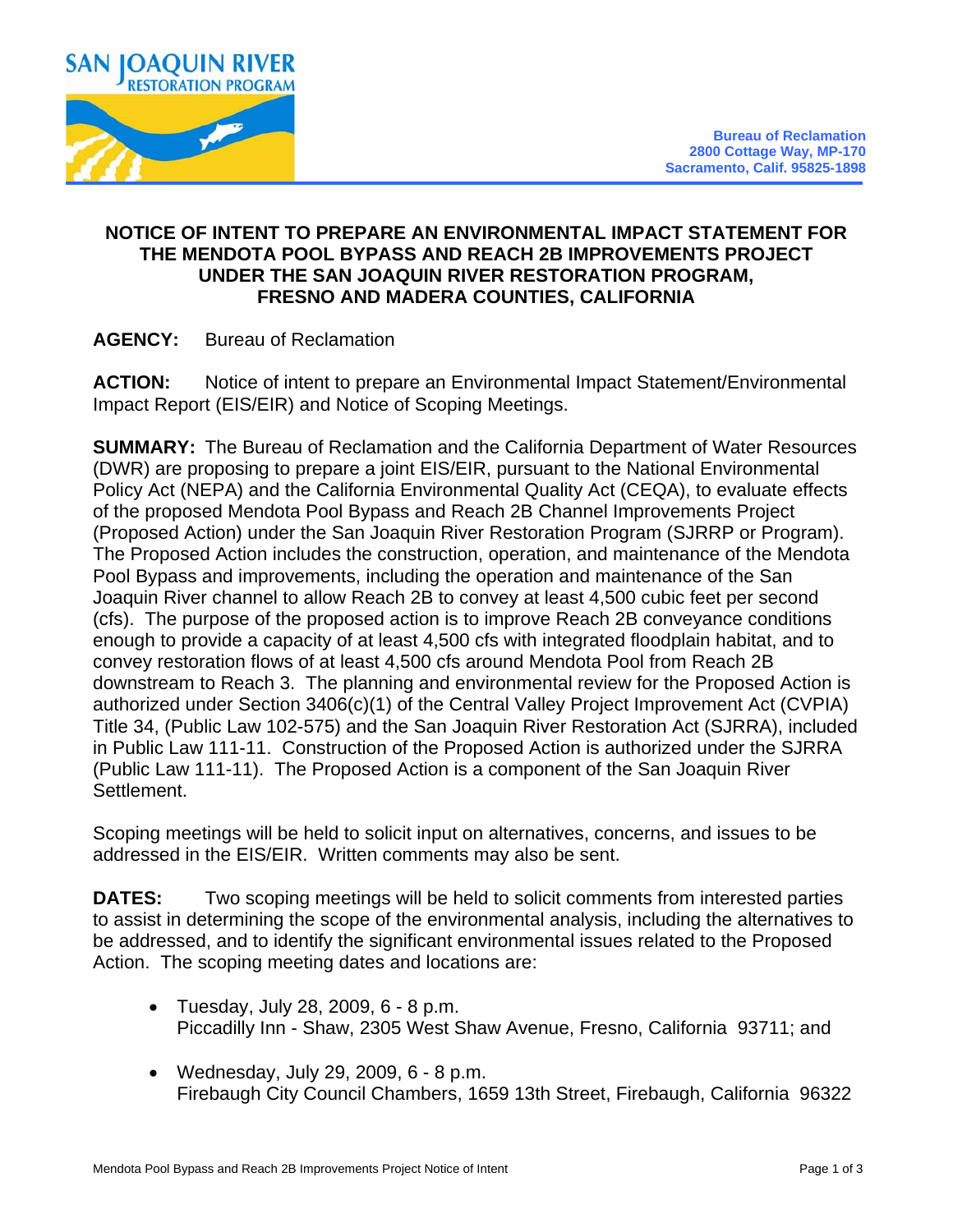SAN JOAQUIN RIVER
RESTORATION PROGRAM

**Bureau of Reclamation**
**2800 Cottage Way, MP-170**
**Sacramento, Calif. 95825-1898**

# NOTICE OF INTENT TO PREPARE AN ENVIRONMENTAL IMPACT STATEMENT FOR THE MENDOTA POOL BYPASS AND REACH 2B IMPROVEMENTS PROJECT UNDER THE SAN JOAQUIN RIVER RESTORATION PROGRAM, FRESNO AND MADERA COUNTIES, CALIFORNIA

**AGENCY:** Bureau of Reclamation

**ACTION:** Notice of intent to prepare an Environmental Impact Statement/Environmental Impact Report (EIS/EIR) and Notice of Scoping Meetings.

**SUMMARY:** The Bureau of Reclamation and the California Department of Water Resources (DWR) are proposing to prepare a joint EIS/EIR, pursuant to the National Environmental Policy Act (NEPA) and the California Environmental Quality Act (CEQA), to evaluate effects of the proposed Mendota Pool Bypass and Reach 2B Channel Improvements Project (Proposed Action) under the San Joaquin River Restoration Program (SJRRP or Program). The Proposed Action includes the construction, operation, and maintenance of the Mendota Pool Bypass and improvements, including the operation and maintenance of the San Joaquin River channel to allow Reach 2B to convey at least 4,500 cubic feet per second (cfs). The purpose of the proposed action is to improve Reach 2B conveyance conditions enough to provide a capacity of at least 4,500 cfs with integrated floodplain habitat, and to convey restoration flows of at least 4,500 cfs around Mendota Pool from Reach 2B downstream to Reach 3. The planning and environmental review for the Proposed Action is authorized under Section 3406(c)(1) of the Central Valley Project Improvement Act (CVPIA) Title 34, (Public Law 102-575) and the San Joaquin River Restoration Act (SJRRA), included in Public Law 111-11. Construction of the Proposed Action is authorized under the SJRRA (Public Law 111-11). The Proposed Action is a component of the San Joaquin River Settlement.

Scoping meetings will be held to solicit input on alternatives, concerns, and issues to be addressed in the EIS/EIR. Written comments may also be sent.

**DATES:** Two scoping meetings will be held to solicit comments from interested parties to assist in determining the scope of the environmental analysis, including the alternatives to be addressed, and to identify the significant environmental issues related to the Proposed Action. The scoping meeting dates and locations are:

- Tuesday, July 28, 2009, 6 - 8 p.m.
  Piccadilly Inn - Shaw, 2305 West Shaw Avenue, Fresno, California 93711; and
- Wednesday, July 29, 2009, 6 - 8 p.m.
  Firebaugh City Council Chambers, 1659 13th Street, Firebaugh, California 96322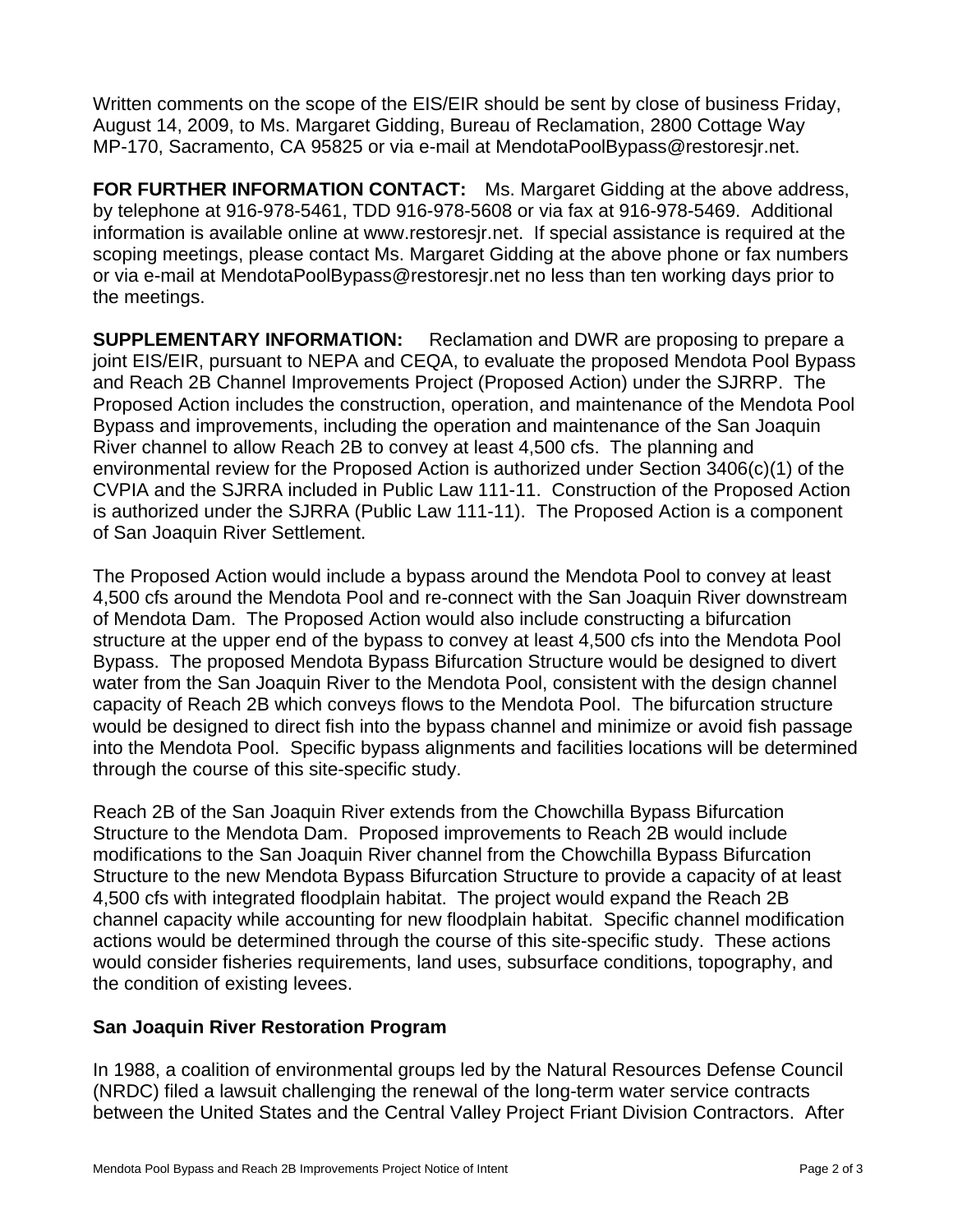Written comments on the scope of the EIS/EIR should be sent by close of business Friday, August 14, 2009, to Ms. Margaret Gidding, Bureau of Reclamation, 2800 Cottage Way MP-170, Sacramento, CA 95825 or via e-mail at MendotaPoolBypass@restoresjr.net.

**FOR FURTHER INFORMATION CONTACT:** Ms. Margaret Gidding at the above address, by telephone at 916-978-5461, TDD 916-978-5608 or via fax at 916-978-5469. Additional information is available online at www.restoresjr.net. If special assistance is required at the scoping meetings, please contact Ms. Margaret Gidding at the above phone or fax numbers or via e-mail at MendotaPoolBypass@restoresjr.net no less than ten working days prior to the meetings.

**SUPPLEMENTARY INFORMATION:** Reclamation and DWR are proposing to prepare a joint EIS/EIR, pursuant to NEPA and CEQA, to evaluate the proposed Mendota Pool Bypass and Reach 2B Channel Improvements Project (Proposed Action) under the SJRRP. The Proposed Action includes the construction, operation, and maintenance of the Mendota Pool Bypass and improvements, including the operation and maintenance of the San Joaquin River channel to allow Reach 2B to convey at least 4,500 cfs. The planning and environmental review for the Proposed Action is authorized under Section 3406(c)(1) of the CVPIA and the SJRRA included in Public Law 111-11. Construction of the Proposed Action is authorized under the SJRRA (Public Law 111-11). The Proposed Action is a component of San Joaquin River Settlement.

The Proposed Action would include a bypass around the Mendota Pool to convey at least 4,500 cfs around the Mendota Pool and re-connect with the San Joaquin River downstream of Mendota Dam. The Proposed Action would also include constructing a bifurcation structure at the upper end of the bypass to convey at least 4,500 cfs into the Mendota Pool Bypass. The proposed Mendota Bypass Bifurcation Structure would be designed to divert water from the San Joaquin River to the Mendota Pool, consistent with the design channel capacity of Reach 2B which conveys flows to the Mendota Pool. The bifurcation structure would be designed to direct fish into the bypass channel and minimize or avoid fish passage into the Mendota Pool. Specific bypass alignments and facilities locations will be determined through the course of this site-specific study.

Reach 2B of the San Joaquin River extends from the Chowchilla Bypass Bifurcation Structure to the Mendota Dam. Proposed improvements to Reach 2B would include modifications to the San Joaquin River channel from the Chowchilla Bypass Bifurcation Structure to the new Mendota Bypass Bifurcation Structure to provide a capacity of at least 4,500 cfs with integrated floodplain habitat. The project would expand the Reach 2B channel capacity while accounting for new floodplain habitat. Specific channel modification actions would be determined through the course of this site-specific study. These actions would consider fisheries requirements, land uses, subsurface conditions, topography, and the condition of existing levees.

## San Joaquin River Restoration Program

In 1988, a coalition of environmental groups led by the Natural Resources Defense Council (NRDC) filed a lawsuit challenging the renewal of the long-term water service contracts between the United States and the Central Valley Project Friant Division Contractors. After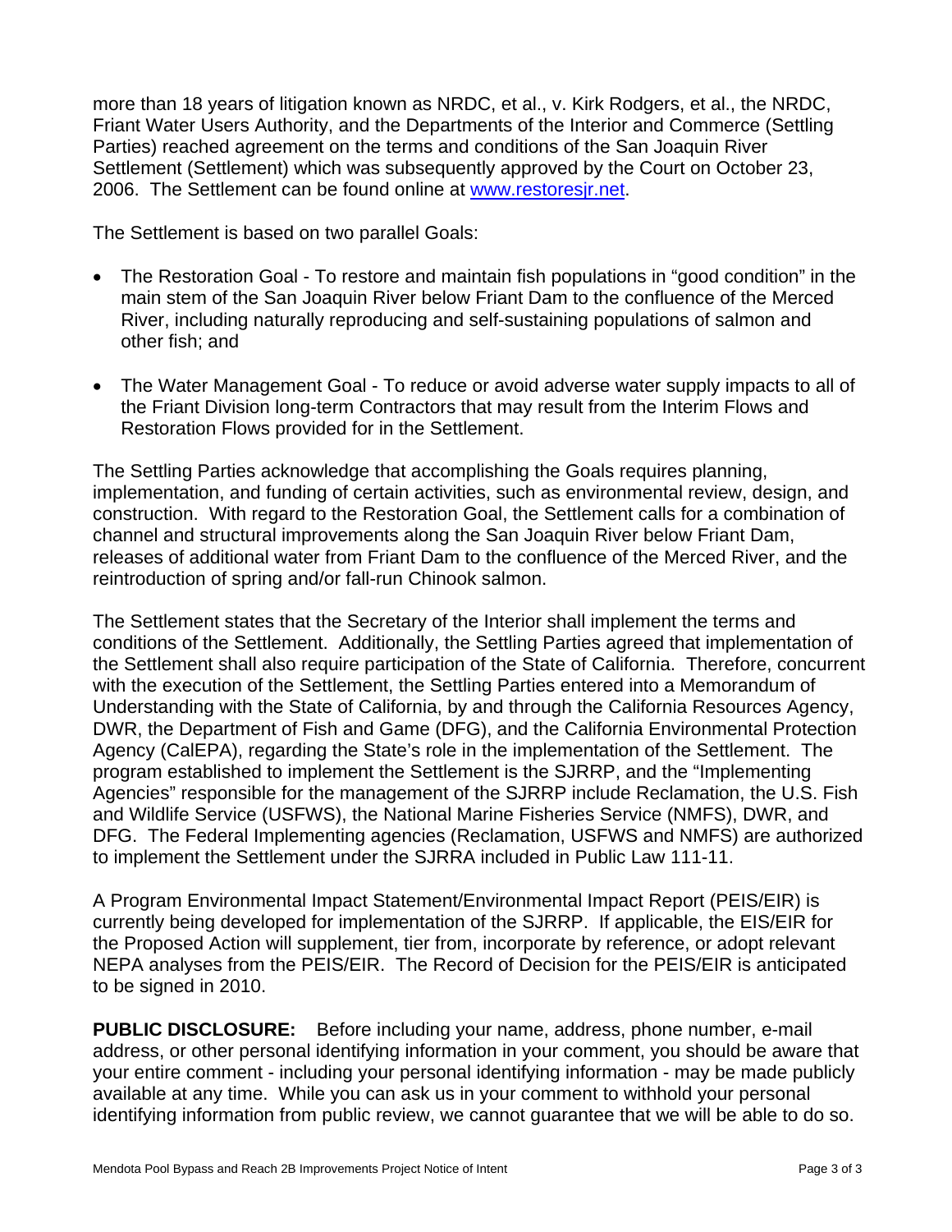more than 18 years of litigation known as NRDC, et al., v. Kirk Rodgers, et al., the NRDC, Friant Water Users Authority, and the Departments of the Interior and Commerce (Settling Parties) reached agreement on the terms and conditions of the San Joaquin River Settlement (Settlement) which was subsequently approved by the Court on October 23, 2006. The Settlement can be found online at [www.restoresjr.net](http://www.restoresjr.net).

The Settlement is based on two parallel Goals:

- The Restoration Goal - To restore and maintain fish populations in "good condition" in the main stem of the San Joaquin River below Friant Dam to the confluence of the Merced River, including naturally reproducing and self-sustaining populations of salmon and other fish; and

- The Water Management Goal - To reduce or avoid adverse water supply impacts to all of the Friant Division long-term Contractors that may result from the Interim Flows and Restoration Flows provided for in the Settlement.

The Settling Parties acknowledge that accomplishing the Goals requires planning, implementation, and funding of certain activities, such as environmental review, design, and construction. With regard to the Restoration Goal, the Settlement calls for a combination of channel and structural improvements along the San Joaquin River below Friant Dam, releases of additional water from Friant Dam to the confluence of the Merced River, and the reintroduction of spring and/or fall-run Chinook salmon.

The Settlement states that the Secretary of the Interior shall implement the terms and conditions of the Settlement. Additionally, the Settling Parties agreed that implementation of the Settlement shall also require participation of the State of California. Therefore, concurrent with the execution of the Settlement, the Settling Parties entered into a Memorandum of Understanding with the State of California, by and through the California Resources Agency, DWR, the Department of Fish and Game (DFG), and the California Environmental Protection Agency (CalEPA), regarding the State's role in the implementation of the Settlement. The program established to implement the Settlement is the SJRRP, and the "Implementing Agencies" responsible for the management of the SJRRP include Reclamation, the U.S. Fish and Wildlife Service (USFWS), the National Marine Fisheries Service (NMFS), DWR, and DFG. The Federal Implementing agencies (Reclamation, USFWS and NMFS) are authorized to implement the Settlement under the SJRRA included in Public Law 111-11.

A Program Environmental Impact Statement/Environmental Impact Report (PEIS/EIR) is currently being developed for implementation of the SJRRP. If applicable, the EIS/EIR for the Proposed Action will supplement, tier from, incorporate by reference, or adopt relevant NEPA analyses from the PEIS/EIR. The Record of Decision for the PEIS/EIR is anticipated to be signed in 2010.

**PUBLIC DISCLOSURE:** Before including your name, address, phone number, e-mail address, or other personal identifying information in your comment, you should be aware that your entire comment - including your personal identifying information - may be made publicly available at any time. While you can ask us in your comment to withhold your personal identifying information from public review, we cannot guarantee that we will be able to do so.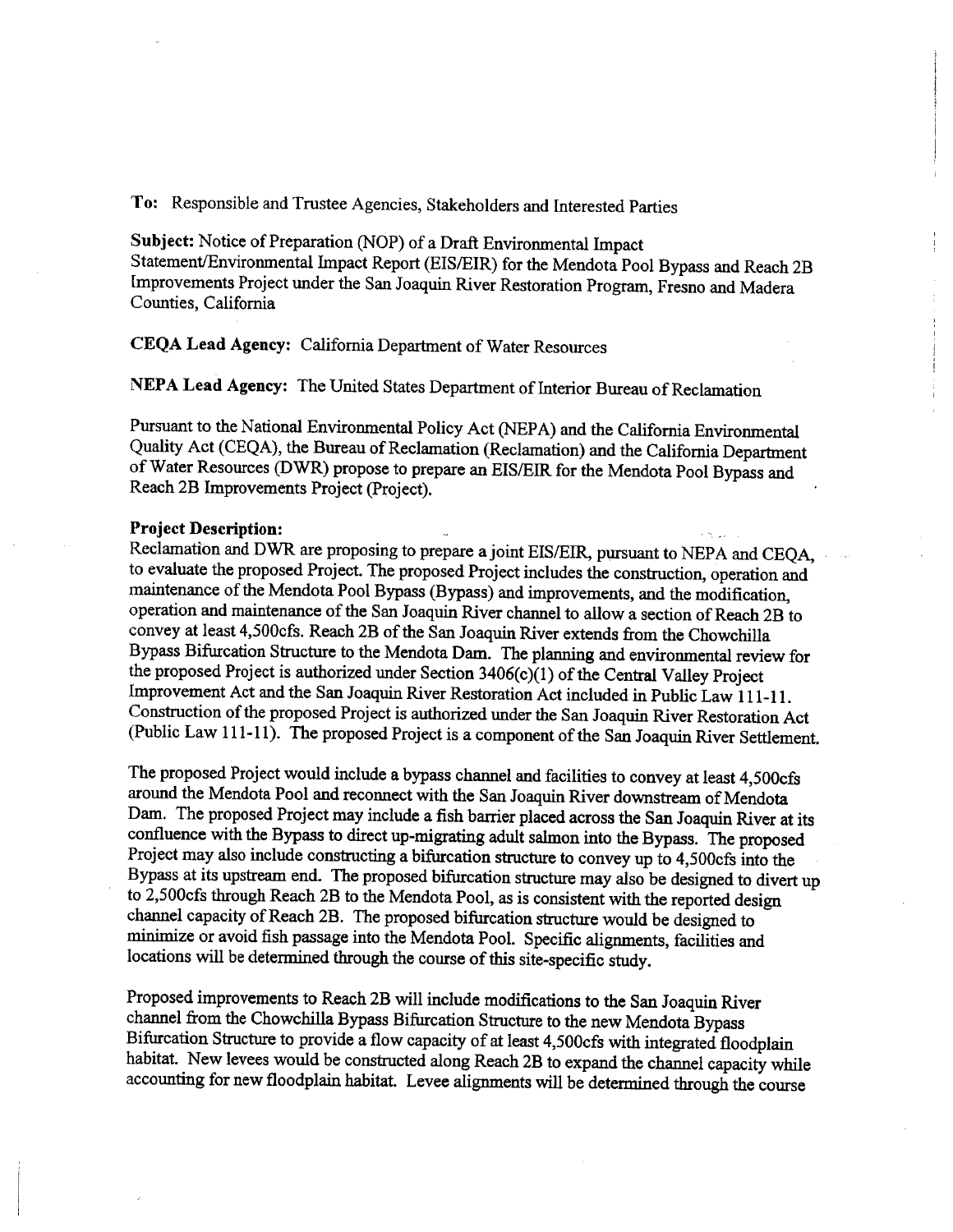**To:** Responsible and Trustee Agencies, Stakeholders and Interested Parties

**Subject:** Notice of Preparation (NOP) of a Draft Environmental Impact Statement/Environmental Impact Report (EIS/EIR) for the Mendota Pool Bypass and Reach 2B Improvements Project under the San Joaquin River Restoration Program, Fresno and Madera Counties, California

**CEQA Lead Agency:** California Department of Water Resources

**NEPA Lead Agency:** The United States Department of Interior Bureau of Reclamation

Pursuant to the National Environmental Policy Act (NEPA) and the California Environmental Quality Act (CEQA), the Bureau of Reclamation (Reclamation) and the California Department of Water Resources (DWR) propose to prepare an EIS/EIR for the Mendota Pool Bypass and Reach 2B Improvements Project (Project).

**Project Description:**
Reclamation and DWR are proposing to prepare a joint EIS/EIR, pursuant to NEPA and CEQA, to evaluate the proposed Project. The proposed Project includes the construction, operation and maintenance of the Mendota Pool Bypass (Bypass) and improvements, and the modification, operation and maintenance of the San Joaquin River channel to allow a section of Reach 2B to convey at least 4,500cfs. Reach 2B of the San Joaquin River extends from the Chowchilla Bypass Bifurcation Structure to the Mendota Dam. The planning and environmental review for the proposed Project is authorized under Section 3406(c)(1) of the Central Valley Project Improvement Act and the San Joaquin River Restoration Act included in Public Law 111-11. Construction of the proposed Project is authorized under the San Joaquin River Restoration Act (Public Law 111-11). The proposed Project is a component of the San Joaquin River Settlement.

The proposed Project would include a bypass channel and facilities to convey at least 4,500cfs around the Mendota Pool and reconnect with the San Joaquin River downstream of Mendota Dam. The proposed Project may include a fish barrier placed across the San Joaquin River at its confluence with the Bypass to direct up-migrating adult salmon into the Bypass. The proposed Project may also include constructing a bifurcation structure to convey up to 4,500cfs into the Bypass at its upstream end. The proposed bifurcation structure may also be designed to divert up to 2,500cfs through Reach 2B to the Mendota Pool, as is consistent with the reported design channel capacity of Reach 2B. The proposed bifurcation structure would be designed to minimize or avoid fish passage into the Mendota Pool. Specific alignments, facilities and locations will be determined through the course of this site-specific study.

Proposed improvements to Reach 2B will include modifications to the San Joaquin River channel from the Chowchilla Bypass Bifurcation Structure to the new Mendota Bypass Bifurcation Structure to provide a flow capacity of at least 4,500cfs with integrated floodplain habitat. New levees would be constructed along Reach 2B to expand the channel capacity while accounting for new floodplain habitat. Levee alignments will be determined through the course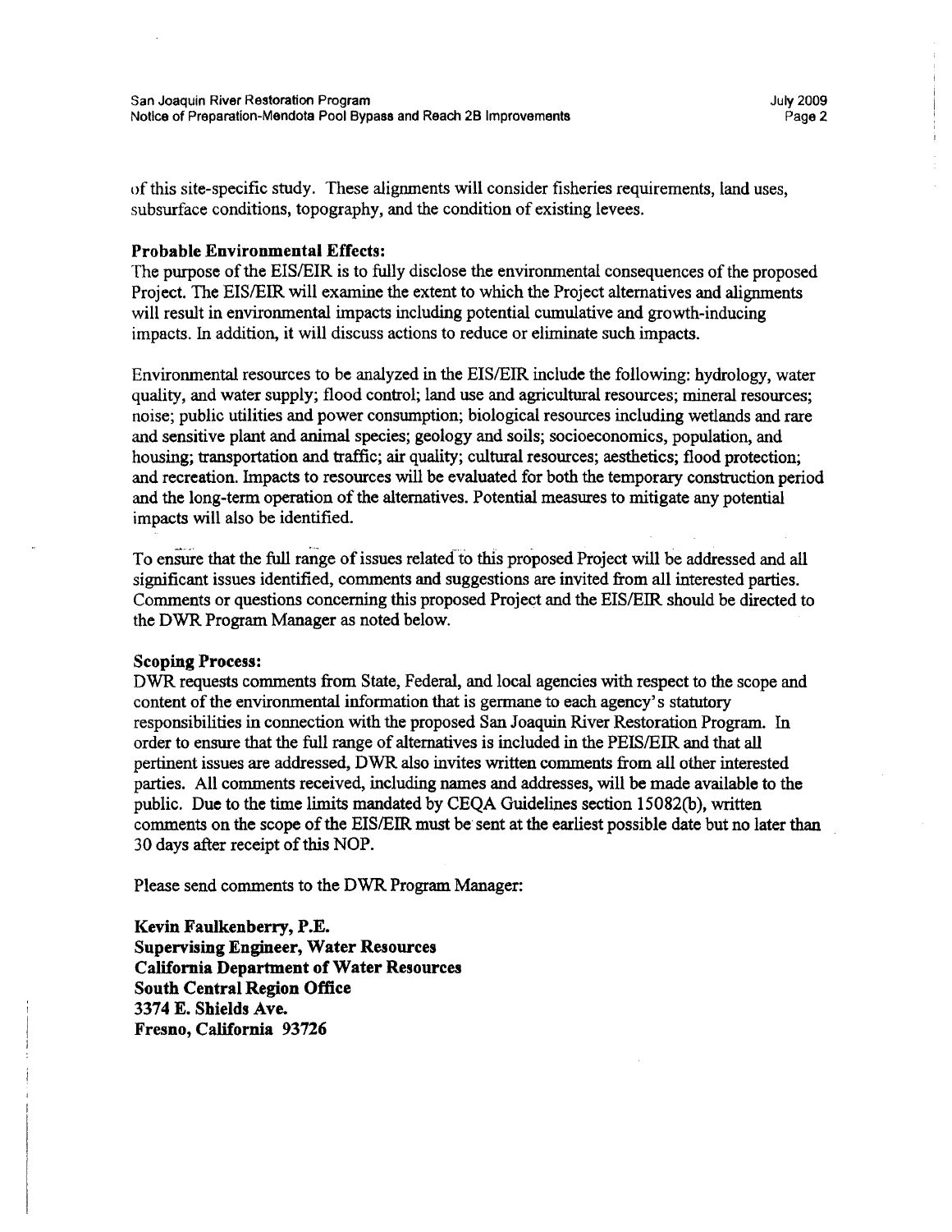of this site-specific study. These alignments will consider fisheries requirements, land uses, subsurface conditions, topography, and the condition of existing levees.

**Probable Environmental Effects:**
The purpose of the EIS/EIR is to fully disclose the environmental consequences of the proposed Project. The EIS/EIR will examine the extent to which the Project alternatives and alignments will result in environmental impacts including potential cumulative and growth-inducing impacts. In addition, it will discuss actions to reduce or eliminate such impacts.

Environmental resources to be analyzed in the EIS/EIR include the following: hydrology, water quality, and water supply; flood control; land use and agricultural resources; mineral resources; noise; public utilities and power consumption; biological resources including wetlands and rare and sensitive plant and animal species; geology and soils; socioeconomics, population, and housing; transportation and traffic; air quality; cultural resources; aesthetics; flood protection; and recreation. Impacts to resources will be evaluated for both the temporary construction period and the long-term operation of the alternatives. Potential measures to mitigate any potential impacts will also be identified.

To ensure that the full range of issues related to this proposed Project will be addressed and all significant issues identified, comments and suggestions are invited from all interested parties. Comments or questions concerning this proposed Project and the EIS/EIR should be directed to the DWR Program Manager as noted below.

**Scoping Process:**
DWR requests comments from State, Federal, and local agencies with respect to the scope and content of the environmental information that is germane to each agency's statutory responsibilities in connection with the proposed San Joaquin River Restoration Program. In order to ensure that the full range of alternatives is included in the PEIS/EIR and that all pertinent issues are addressed, DWR also invites written comments from all other interested parties. All comments received, including names and addresses, will be made available to the public. Due to the time limits mandated by CEQA Guidelines section 15082(b), written comments on the scope of the EIS/EIR must be sent at the earliest possible date but no later than 30 days after receipt of this NOP.

Please send comments to the DWR Program Manager:

**Kevin Faulkenberry, P.E.**
**Supervising Engineer, Water Resources**
**California Department of Water Resources**
**South Central Region Office**
**3374 E. Shields Ave.**
**Fresno, California 93726**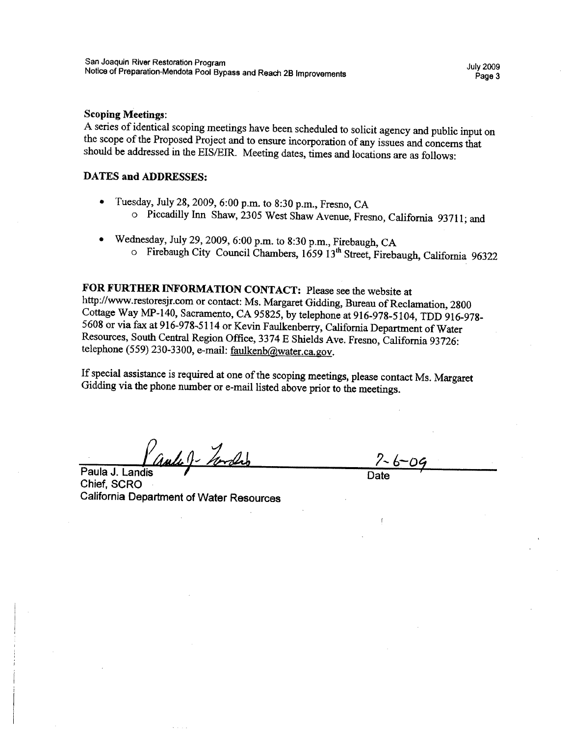**Scoping Meetings**:

A series of identical scoping meetings have been scheduled to solicit agency and public input on the scope of the Proposed Project and to ensure incorporation of any issues and concerns that should be addressed in the EIS/EIR. Meeting dates, times and locations are as follows:

**DATES and ADDRESSES:**

- Tuesday, July 28, 2009, 6:00 p.m. to 8:30 p.m., Fresno, CA
  - Piccadilly Inn Shaw, 2305 West Shaw Avenue, Fresno, California 93711; and
- Wednesday, July 29, 2009, 6:00 p.m. to 8:30 p.m., Firebaugh, CA
  - Firebaugh City Council Chambers, 1659 13th Street, Firebaugh, California 96322

**FOR FURTHER INFORMATION CONTACT:** Please see the website at http://www.restoresjr.com or contact: Ms. Margaret Gidding, Bureau of Reclamation, 2800 Cottage Way MP-140, Sacramento, CA 95825, by telephone at 916-978-5104, TDD 916-978-5608 or via fax at 916-978-5114 or Kevin Faulkenberry, California Department of Water Resources, South Central Region Office, 3374 E Shields Ave. Fresno, California 93726: telephone (559) 230-3300, e-mail: faulkenb@water.ca.gov.

If special assistance is required at one of the scoping meetings, please contact Ms. Margaret Gidding via the phone number or e-mail listed above prior to the meetings.

Paula J. Landis
Chief, SCRO
California Department of Water Resources

7-6-09
Date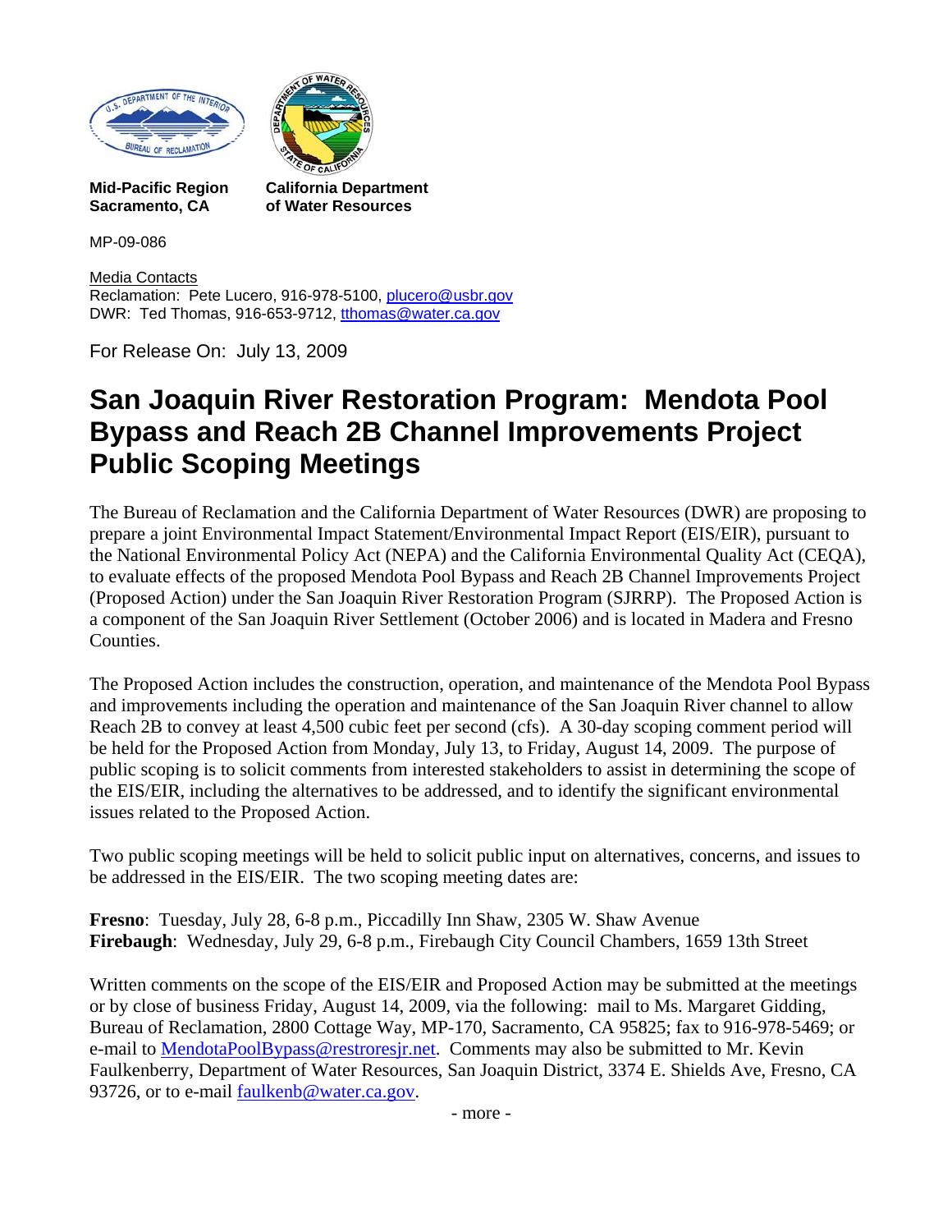**Mid-Pacific Region**
**Sacramento, CA**

**California Department**
**of Water Resources**

MP-09-086

Media Contacts
Reclamation: Pete Lucero, 916-978-5100, plucero@usbr.gov
DWR: Ted Thomas, 916-653-9712, tthomas@water.ca.gov

For Release On: July 13, 2009

# San Joaquin River Restoration Program: Mendota Pool Bypass and Reach 2B Channel Improvements Project Public Scoping Meetings

The Bureau of Reclamation and the California Department of Water Resources (DWR) are proposing to prepare a joint Environmental Impact Statement/Environmental Impact Report (EIS/EIR), pursuant to the National Environmental Policy Act (NEPA) and the California Environmental Quality Act (CEQA), to evaluate effects of the proposed Mendota Pool Bypass and Reach 2B Channel Improvements Project (Proposed Action) under the San Joaquin River Restoration Program (SJRRP). The Proposed Action is a component of the San Joaquin River Settlement (October 2006) and is located in Madera and Fresno Counties.

The Proposed Action includes the construction, operation, and maintenance of the Mendota Pool Bypass and improvements including the operation and maintenance of the San Joaquin River channel to allow Reach 2B to convey at least 4,500 cubic feet per second (cfs). A 30-day scoping comment period will be held for the Proposed Action from Monday, July 13, to Friday, August 14, 2009. The purpose of public scoping is to solicit comments from interested stakeholders to assist in determining the scope of the EIS/EIR, including the alternatives to be addressed, and to identify the significant environmental issues related to the Proposed Action.

Two public scoping meetings will be held to solicit public input on alternatives, concerns, and issues to be addressed in the EIS/EIR. The two scoping meeting dates are:

**Fresno**: Tuesday, July 28, 6-8 p.m., Piccadilly Inn Shaw, 2305 W. Shaw Avenue
**Firebaugh**: Wednesday, July 29, 6-8 p.m., Firebaugh City Council Chambers, 1659 13th Street

Written comments on the scope of the EIS/EIR and Proposed Action may be submitted at the meetings or by close of business Friday, August 14, 2009, via the following: mail to Ms. Margaret Gidding, Bureau of Reclamation, 2800 Cottage Way, MP-170, Sacramento, CA 95825; fax to 916-978-5469; or e-mail to MendotaPoolBypass@restroresjr.net. Comments may also be submitted to Mr. Kevin Faulkenberry, Department of Water Resources, San Joaquin District, 3374 E. Shields Ave, Fresno, CA 93726, or to e-mail faulkenb@water.ca.gov.

- more -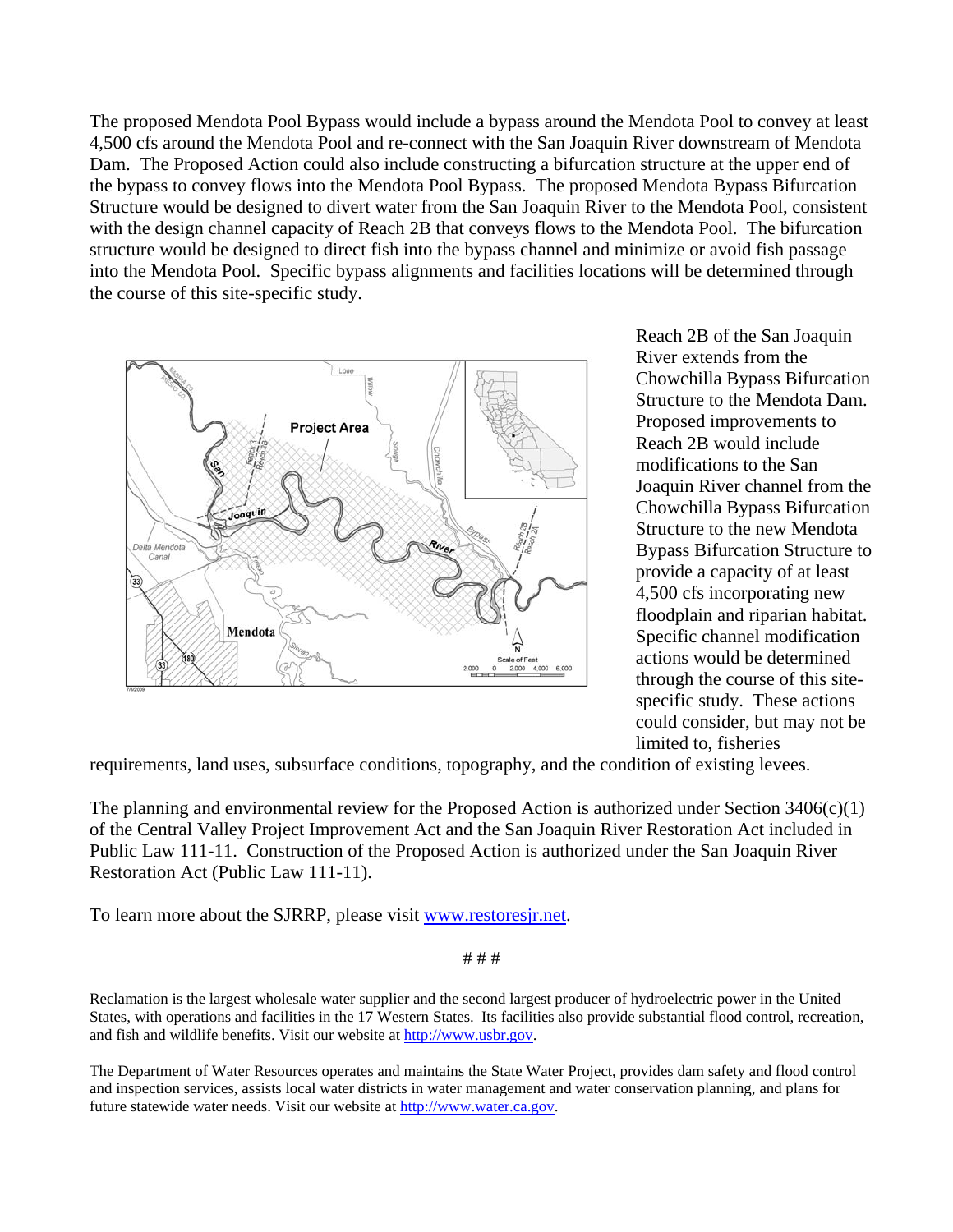The proposed Mendota Pool Bypass would include a bypass around the Mendota Pool to convey at least 4,500 cfs around the Mendota Pool and re-connect with the San Joaquin River downstream of Mendota Dam. The Proposed Action could also include constructing a bifurcation structure at the upper end of the bypass to convey flows into the Mendota Pool Bypass. The proposed Mendota Bypass Bifurcation Structure would be designed to divert water from the San Joaquin River to the Mendota Pool, consistent with the design channel capacity of Reach 2B that conveys flows to the Mendota Pool. The bifurcation structure would be designed to direct fish into the bypass channel and minimize or avoid fish passage into the Mendota Pool. Specific bypass alignments and facilities locations will be determined through the course of this site-specific study.

Reach 2B of the San Joaquin River extends from the Chowchilla Bypass Bifurcation Structure to the Mendota Dam. Proposed improvements to Reach 2B would include modifications to the San Joaquin River channel from the Chowchilla Bypass Bifurcation Structure to the new Mendota Bypass Bifurcation Structure to provide a capacity of at least 4,500 cfs incorporating new floodplain and riparian habitat. Specific channel modification actions would be determined through the course of this site-specific study. These actions could consider, but may not be limited to, fisheries requirements, land uses, subsurface conditions, topography, and the condition of existing levees.

The planning and environmental review for the Proposed Action is authorized under Section 3406(c)(1) of the Central Valley Project Improvement Act and the San Joaquin River Restoration Act included in Public Law 111-11. Construction of the Proposed Action is authorized under the San Joaquin River Restoration Act (Public Law 111-11).

To learn more about the SJRRP, please visit [www.restoresjr.net](http://www.restoresjr.net).

# # #

Reclamation is the largest wholesale water supplier and the second largest producer of hydroelectric power in the United States, with operations and facilities in the 17 Western States. Its facilities also provide substantial flood control, recreation, and fish and wildlife benefits. Visit our website at [http://www.usbr.gov](http://www.usbr.gov).

The Department of Water Resources operates and maintains the State Water Project, provides dam safety and flood control and inspection services, assists local water districts in water management and water conservation planning, and plans for future statewide water needs. Visit our website at [http://www.water.ca.gov](http://www.water.ca.gov).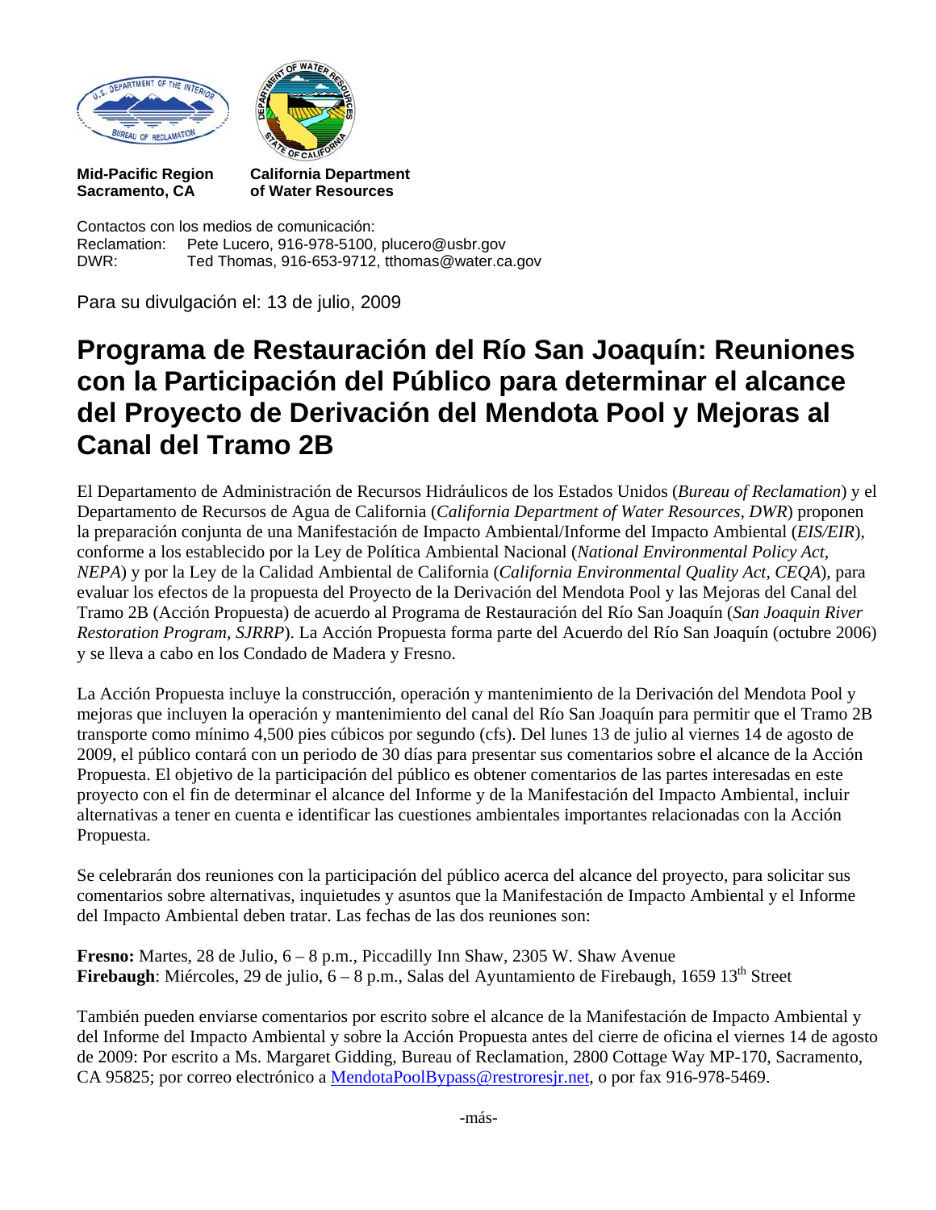**Mid-Pacific Region**
**Sacramento, CA**

**California Department**
**of Water Resources**

Contactos con los medios de comunicación:
Reclamation: Pete Lucero, 916-978-5100, plucero@usbr.gov
DWR: Ted Thomas, 916-653-9712, tthomas@water.ca.gov

Para su divulgación el: 13 de julio, 2009

# Programa de Restauración del Río San Joaquín: Reuniones con la Participación del Público para determinar el alcance del Proyecto de Derivación del Mendota Pool y Mejoras al Canal del Tramo 2B

El Departamento de Administración de Recursos Hidráulicos de los Estados Unidos (*Bureau of Reclamation*) y el Departamento de Recursos de Agua de California (*California Department of Water Resources, DWR*) proponen la preparación conjunta de una Manifestación de Impacto Ambiental/Informe del Impacto Ambiental (*EIS/EIR*), conforme a los establecido por la Ley de Política Ambiental Nacional (*National Environmental Policy Act, NEPA*) y por la Ley de la Calidad Ambiental de California (*California Environmental Quality Act, CEQA*), para evaluar los efectos de la propuesta del Proyecto de la Derivación del Mendota Pool y las Mejoras del Canal del Tramo 2B (Acción Propuesta) de acuerdo al Programa de Restauración del Río San Joaquín (*San Joaquin River Restoration Program, SJRRP*). La Acción Propuesta forma parte del Acuerdo del Río San Joaquín (octubre 2006) y se lleva a cabo en los Condado de Madera y Fresno.

La Acción Propuesta incluye la construcción, operación y mantenimiento de la Derivación del Mendota Pool y mejoras que incluyen la operación y mantenimiento del canal del Río San Joaquín para permitir que el Tramo 2B transporte como mínimo 4,500 pies cúbicos por segundo (cfs). Del lunes 13 de julio al viernes 14 de agosto de 2009, el público contará con un periodo de 30 días para presentar sus comentarios sobre el alcance de la Acción Propuesta. El objetivo de la participación del público es obtener comentarios de las partes interesadas en este proyecto con el fin de determinar el alcance del Informe y de la Manifestación del Impacto Ambiental, incluir alternativas a tener en cuenta e identificar las cuestiones ambientales importantes relacionadas con la Acción Propuesta.

Se celebrarán dos reuniones con la participación del público acerca del alcance del proyecto, para solicitar sus comentarios sobre alternativas, inquietudes y asuntos que la Manifestación de Impacto Ambiental y el Informe del Impacto Ambiental deben tratar. Las fechas de las dos reuniones son:

**Fresno:** Martes, 28 de Julio, 6 – 8 p.m., Piccadilly Inn Shaw, 2305 W. Shaw Avenue
**Firebaugh**: Miércoles, 29 de julio, 6 – 8 p.m., Salas del Ayuntamiento de Firebaugh, 1659 13th Street

También pueden enviarse comentarios por escrito sobre el alcance de la Manifestación de Impacto Ambiental y del Informe del Impacto Ambiental y sobre la Acción Propuesta antes del cierre de oficina el viernes 14 de agosto de 2009: Por escrito a Ms. Margaret Gidding, Bureau of Reclamation, 2800 Cottage Way MP-170, Sacramento, CA 95825; por correo electrónico a MendotaPoolBypass@restroresjr.net, o por fax 916-978-5469.

-más-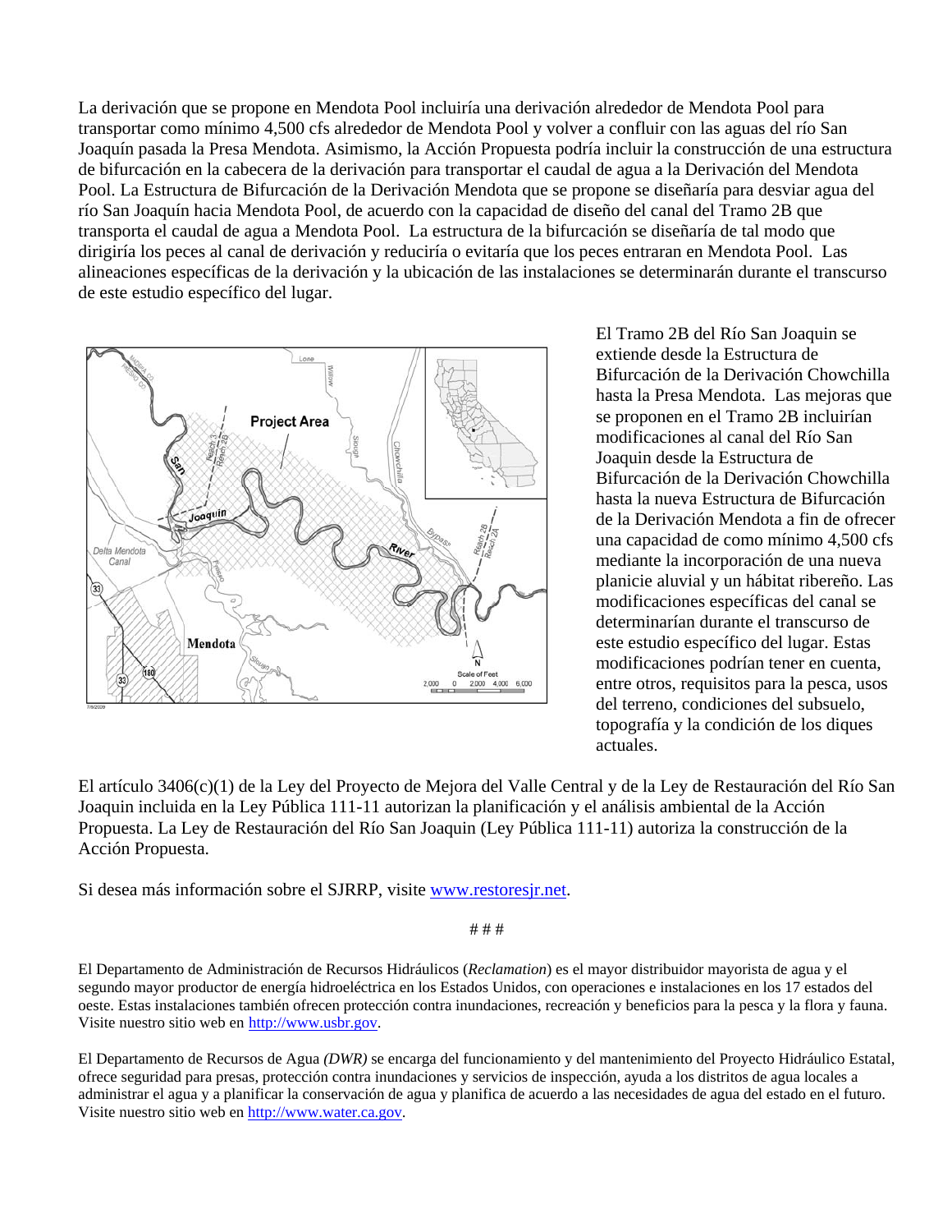La derivación que se propone en Mendota Pool incluiría una derivación alrededor de Mendota Pool para transportar como mínimo 4,500 cfs alrededor de Mendota Pool y volver a confluir con las aguas del río San Joaquín pasada la Presa Mendota. Asimismo, la Acción Propuesta podría incluir la construcción de una estructura de bifurcación en la cabecera de la derivación para transportar el caudal de agua a la Derivación del Mendota Pool. La Estructura de Bifurcación de la Derivación Mendota que se propone se diseñaría para desviar agua del río San Joaquín hacia Mendota Pool, de acuerdo con la capacidad de diseño del canal del Tramo 2B que transporta el caudal de agua a Mendota Pool. La estructura de la bifurcación se diseñaría de tal modo que dirigiría los peces al canal de derivación y reduciría o evitaría que los peces entraran en Mendota Pool. Las alineaciones específicas de la derivación y la ubicación de las instalaciones se determinarán durante el transcurso de este estudio específico del lugar.

El Tramo 2B del Río San Joaquin se extiende desde la Estructura de Bifurcación de la Derivación Chowchilla hasta la Presa Mendota. Las mejoras que se proponen en el Tramo 2B incluirían modificaciones al canal del Río San Joaquin desde la Estructura de Bifurcación de la Derivación Chowchilla hasta la nueva Estructura de Bifurcación de la Derivación Mendota a fin de ofrecer una capacidad de como mínimo 4,500 cfs mediante la incorporación de una nueva planicie aluvial y un hábitat ribereño. Las modificaciones específicas del canal se determinarían durante el transcurso de este estudio específico del lugar. Estas modificaciones podrían tener en cuenta, entre otros, requisitos para la pesca, usos del terreno, condiciones del subsuelo, topografía y la condición de los diques actuales.

El artículo 3406(c)(1) de la Ley del Proyecto de Mejora del Valle Central y de la Ley de Restauración del Río San Joaquin incluida en la Ley Pública 111-11 autorizan la planificación y el análisis ambiental de la Acción Propuesta. La Ley de Restauración del Río San Joaquin (Ley Pública 111-11) autoriza la construcción de la Acción Propuesta.

Si desea más información sobre el SJRRP, visite www.restoresjr.net.

# # #

El Departamento de Administración de Recursos Hidráulicos (*Reclamation*) es el mayor distribuidor mayorista de agua y el segundo mayor productor de energía hidroeléctrica en los Estados Unidos, con operaciones e instalaciones en los 17 estados del oeste. Estas instalaciones también ofrecen protección contra inundaciones, recreación y beneficios para la pesca y la flora y fauna. Visite nuestro sitio web en http://www.usbr.gov.

El Departamento de Recursos de Agua *(DWR)* se encarga del funcionamiento y del mantenimiento del Proyecto Hidráulico Estatal, ofrece seguridad para presas, protección contra inundaciones y servicios de inspección, ayuda a los distritos de agua locales a administrar el agua y a planificar la conservación de agua y planifica de acuerdo a las necesidades de agua del estado en el futuro. Visite nuestro sitio web en http://www.water.ca.gov.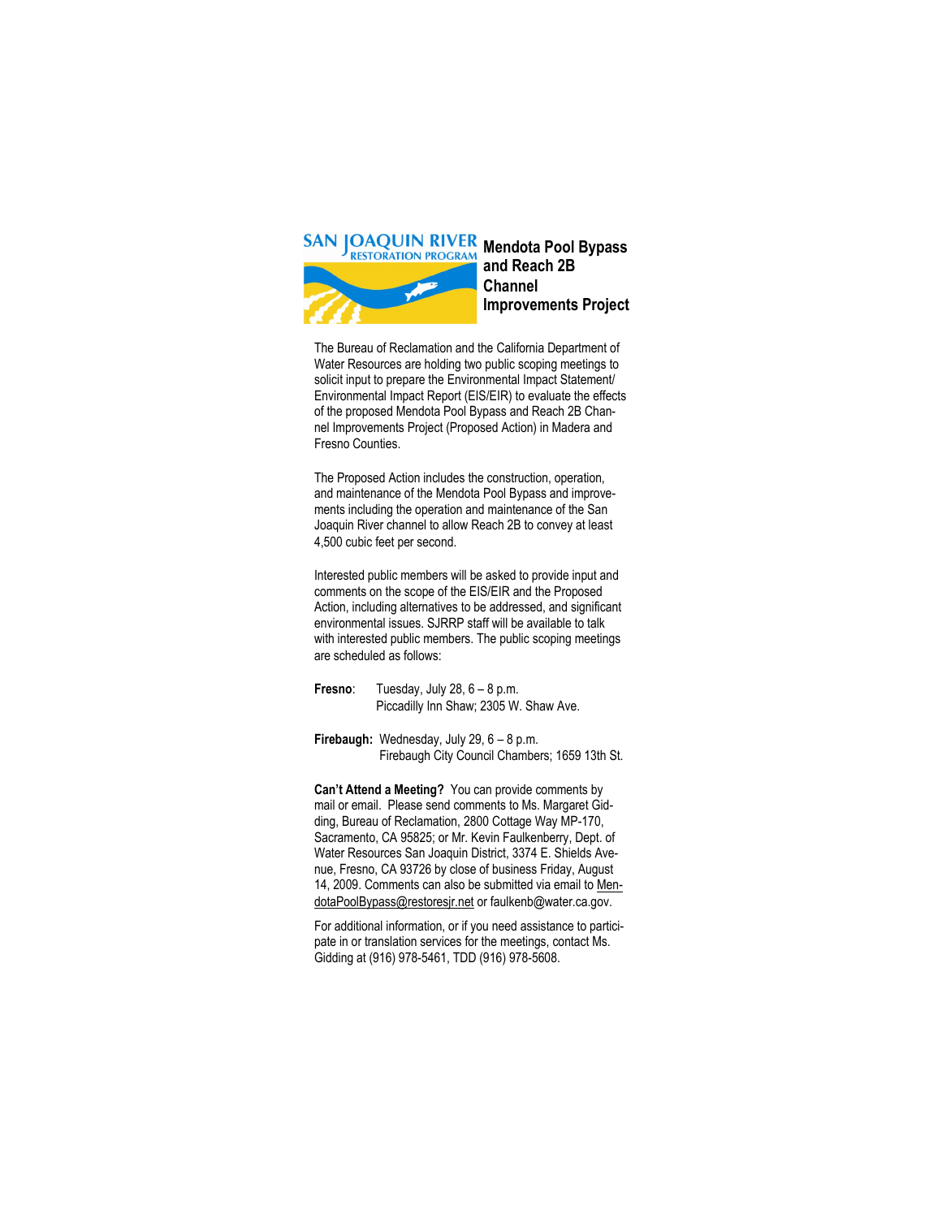SAN JOAQUIN RIVER RESTORATION PROGRAM

# Mendota Pool Bypass and Reach 2B Channel Improvements Project

The Bureau of Reclamation and the California Department of Water Resources are holding two public scoping meetings to solicit input to prepare the Environmental Impact Statement/ Environmental Impact Report (EIS/EIR) to evaluate the effects of the proposed Mendota Pool Bypass and Reach 2B Channel Improvements Project (Proposed Action) in Madera and Fresno Counties.

The Proposed Action includes the construction, operation, and maintenance of the Mendota Pool Bypass and improvements including the operation and maintenance of the San Joaquin River channel to allow Reach 2B to convey at least 4,500 cubic feet per second.

Interested public members will be asked to provide input and comments on the scope of the EIS/EIR and the Proposed Action, including alternatives to be addressed, and significant environmental issues. SJRRP staff will be available to talk with interested public members. The public scoping meetings are scheduled as follows:

**Fresno**: Tuesday, July 28, 6 – 8 p.m.
Piccadilly Inn Shaw; 2305 W. Shaw Ave.

**Firebaugh:** Wednesday, July 29, 6 – 8 p.m.
Firebaugh City Council Chambers; 1659 13th St.

**Can't Attend a Meeting?** You can provide comments by mail or email. Please send comments to Ms. Margaret Gidding, Bureau of Reclamation, 2800 Cottage Way MP-170, Sacramento, CA 95825; or Mr. Kevin Faulkenberry, Dept. of Water Resources San Joaquin District, 3374 E. Shields Avenue, Fresno, CA 93726 by close of business Friday, August 14, 2009. Comments can also be submitted via email to MendotaPoolBypass@restoresjr.net or faulkenb@water.ca.gov.

For additional information, or if you need assistance to participate in or translation services for the meetings, contact Ms. Gidding at (916) 978-5461, TDD (916) 978-5608.